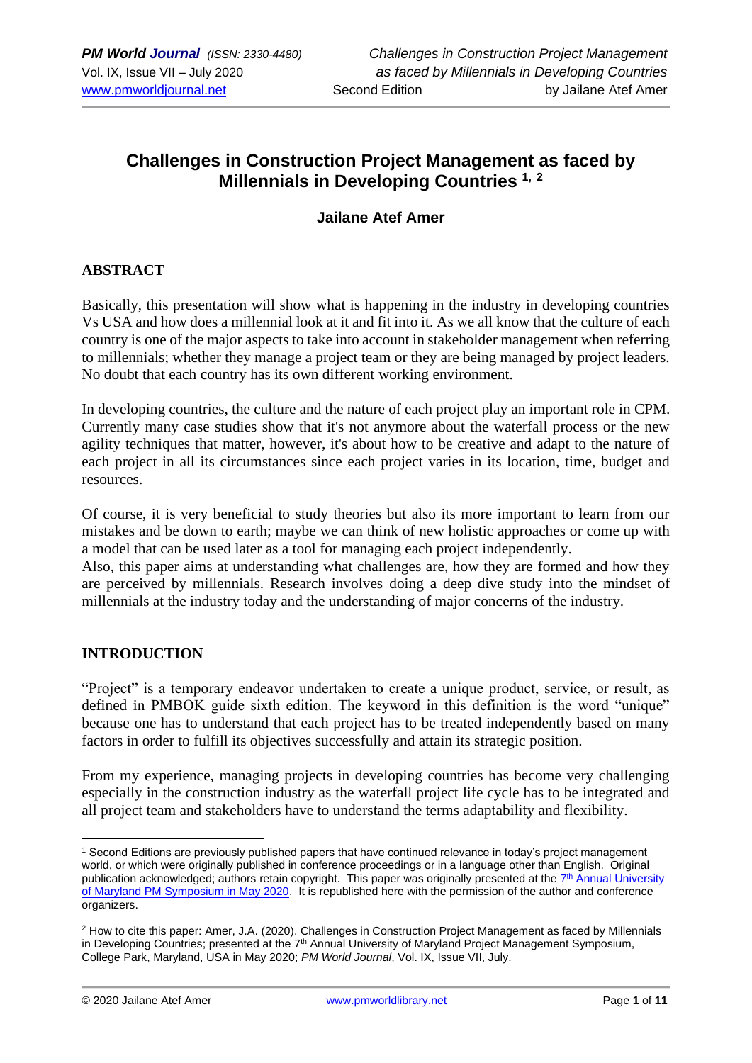# Challenges in Construction Project Management as faced by Millennials in Developing Countries [1, 2]

**Jailane Atef Amer**

## ABSTRACT

Basically, this presentation will show what is happening in the industry in developing countries Vs USA and how does a millennial look at it and fit into it. As we all know that the culture of each country is one of the major aspects to take into account in stakeholder management when referring to millennials; whether they manage a project team or they are being managed by project leaders. No doubt that each country has its own different working environment.

In developing countries, the culture and the nature of each project play an important role in CPM. Currently many case studies show that it's not anymore about the waterfall process or the new agility techniques that matter, however, it's about how to be creative and adapt to the nature of each project in all its circumstances since each project varies in its location, time, budget and resources.

Of course, it is very beneficial to study theories but also its more important to learn from our mistakes and be down to earth; maybe we can think of new holistic approaches or come up with a model that can be used later as a tool for managing each project independently.
Also, this paper aims at understanding what challenges are, how they are formed and how they are perceived by millennials. Research involves doing a deep dive study into the mindset of millennials at the industry today and the understanding of major concerns of the industry.

## INTRODUCTION

"Project" is a temporary endeavor undertaken to create a unique product, service, or result, as defined in PMBOK guide sixth edition. The keyword in this definition is the word "unique" because one has to understand that each project has to be treated independently based on many factors in order to fulfill its objectives successfully and attain its strategic position.

From my experience, managing projects in developing countries has become very challenging especially in the construction industry as the waterfall project life cycle has to be integrated and all project team and stakeholders have to understand the terms adaptability and flexibility.

---

[1] Second Editions are previously published papers that have continued relevance in today's project management world, or which were originally published in conference proceedings or in a language other than English. Original publication acknowledged; authors retain copyright. This paper was originally presented at the 7th Annual University of Maryland PM Symposium in May 2020. It is republished here with the permission of the author and conference organizers.

[2] How to cite this paper: Amer, J.A. (2020). Challenges in Construction Project Management as faced by Millennials in Developing Countries; presented at the 7th Annual University of Maryland Project Management Symposium, College Park, Maryland, USA in May 2020; *PM World Journal*, Vol. IX, Issue VII, July.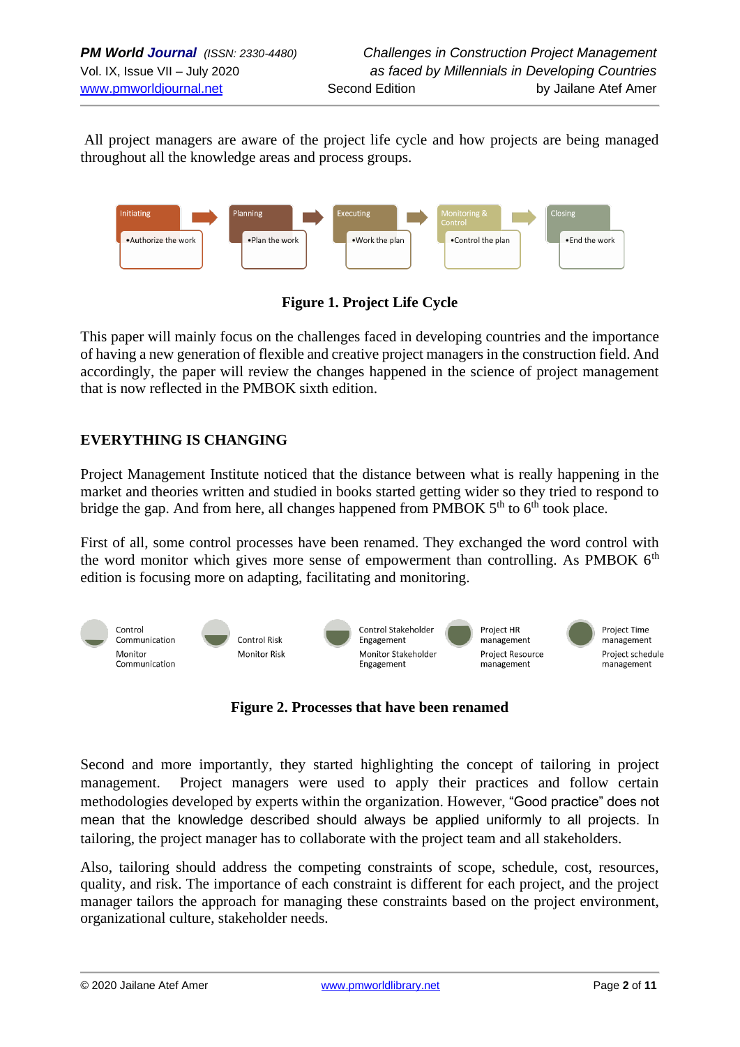All project managers are aware of the project life cycle and how projects are being managed throughout all the knowledge areas and process groups.

Initiating
•Authorize the work

Planning
•Plan the work

Executing
•Work the plan

Monitoring & Control
•Control the plan

Closing
•End the work

**Figure 1. Project Life Cycle**

This paper will mainly focus on the challenges faced in developing countries and the importance of having a new generation of flexible and creative project managers in the construction field. And accordingly, the paper will review the changes happened in the science of project management that is now reflected in the PMBOK sixth edition.

## EVERYTHING IS CHANGING

Project Management Institute noticed that the distance between what is really happening in the market and theories written and studied in books started getting wider so they tried to respond to bridge the gap. And from here, all changes happened from PMBOK 5th to 6th took place.

First of all, some control processes have been renamed. They exchanged the word control with the word monitor which gives more sense of empowerment than controlling. As PMBOK 6th edition is focusing more on adapting, facilitating and monitoring.

| Control Communication | Control Risk | Control Stakeholder Engagement | Project HR management | Project Time management |
|---|---|---|---|---|
| Monitor Communication | Monitor Risk | Monitor Stakeholder Engagement | Project Resource management | Project schedule management |

**Figure 2. Processes that have been renamed**

Second and more importantly, they started highlighting the concept of tailoring in project management. Project managers were used to apply their practices and follow certain methodologies developed by experts within the organization. However, "Good practice" does not mean that the knowledge described should always be applied uniformly to all projects. In tailoring, the project manager has to collaborate with the project team and all stakeholders.

Also, tailoring should address the competing constraints of scope, schedule, cost, resources, quality, and risk. The importance of each constraint is different for each project, and the project manager tailors the approach for managing these constraints based on the project environment, organizational culture, stakeholder needs.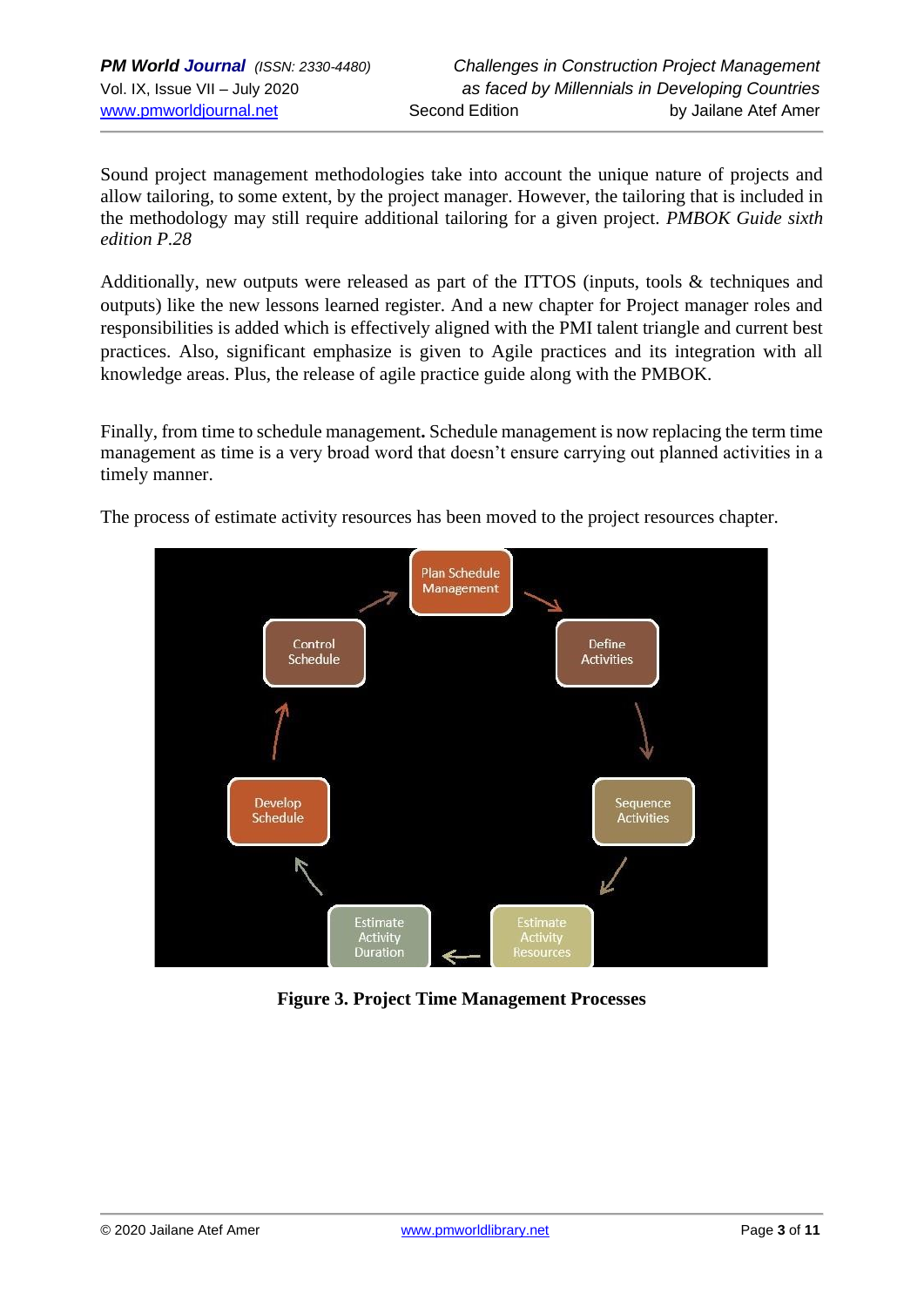Sound project management methodologies take into account the unique nature of projects and allow tailoring, to some extent, by the project manager. However, the tailoring that is included in the methodology may still require additional tailoring for a given project. *PMBOK Guide sixth edition P.28*

Additionally, new outputs were released as part of the ITTOS (inputs, tools & techniques and outputs) like the new lessons learned register. And a new chapter for Project manager roles and responsibilities is added which is effectively aligned with the PMI talent triangle and current best practices. Also, significant emphasize is given to Agile practices and its integration with all knowledge areas. Plus, the release of agile practice guide along with the PMBOK.

Finally, from time to schedule management**.** Schedule management is now replacing the term time management as time is a very broad word that doesn't ensure carrying out planned activities in a timely manner.

The process of estimate activity resources has been moved to the project resources chapter.

**Figure 3. Project Time Management Processes**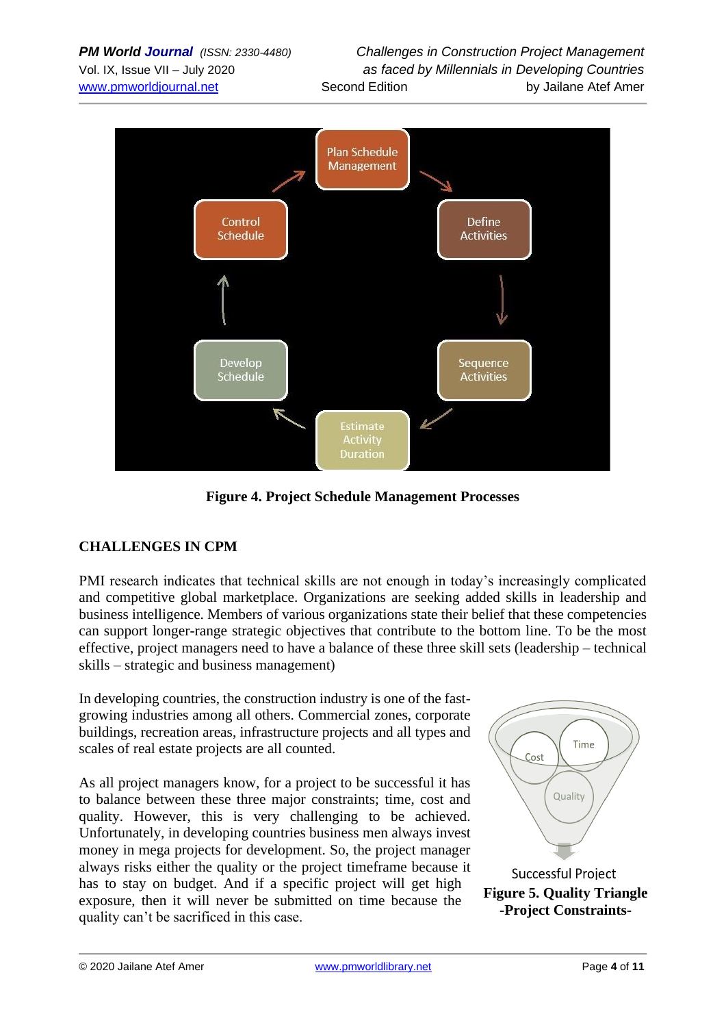**Figure 4. Project Schedule Management Processes**

## CHALLENGES IN CPM

PMI research indicates that technical skills are not enough in today's increasingly complicated and competitive global marketplace. Organizations are seeking added skills in leadership and business intelligence. Members of various organizations state their belief that these competencies can support longer-range strategic objectives that contribute to the bottom line. To be the most effective, project managers need to have a balance of these three skill sets (leadership – technical skills – strategic and business management)

In developing countries, the construction industry is one of the fast-growing industries among all others. Commercial zones, corporate buildings, recreation areas, infrastructure projects and all types and scales of real estate projects are all counted.

As all project managers know, for a project to be successful it has to balance between these three major constraints; time, cost and quality. However, this is very challenging to be achieved. Unfortunately, in developing countries business men always invest money in mega projects for development. So, the project manager always risks either the quality or the project timeframe because it has to stay on budget. And if a specific project will get high exposure, then it will never be submitted on time because the quality can't be sacrificed in this case.

**Figure 5. Quality Triangle -Project Constraints-**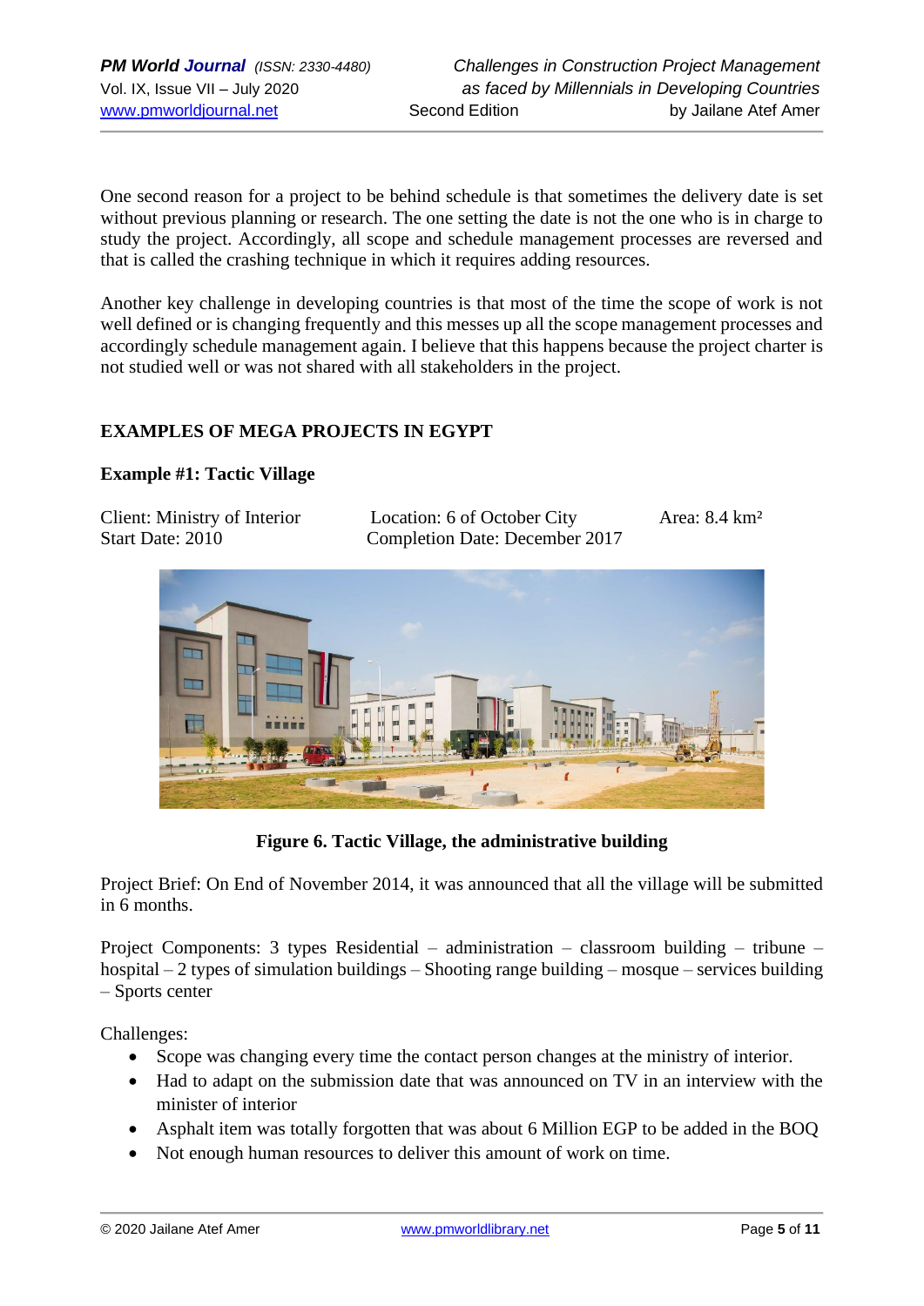One second reason for a project to be behind schedule is that sometimes the delivery date is set without previous planning or research. The one setting the date is not the one who is in charge to study the project. Accordingly, all scope and schedule management processes are reversed and that is called the crashing technique in which it requires adding resources.

Another key challenge in developing countries is that most of the time the scope of work is not well defined or is changing frequently and this messes up all the scope management processes and accordingly schedule management again. I believe that this happens because the project charter is not studied well or was not shared with all stakeholders in the project.

## EXAMPLES OF MEGA PROJECTS IN EGYPT

### Example #1: Tactic Village

Client: Ministry of Interior  Location: 6 of October City  Area: 8.4 km²
Start Date: 2010  Completion Date: December 2017

**Figure 6. Tactic Village, the administrative building**

Project Brief: On End of November 2014, it was announced that all the village will be submitted in 6 months.

Project Components: 3 types Residential – administration – classroom building – tribune – hospital – 2 types of simulation buildings – Shooting range building – mosque – services building – Sports center

Challenges:

- Scope was changing every time the contact person changes at the ministry of interior.
- Had to adapt on the submission date that was announced on TV in an interview with the minister of interior
- Asphalt item was totally forgotten that was about 6 Million EGP to be added in the BOQ
- Not enough human resources to deliver this amount of work on time.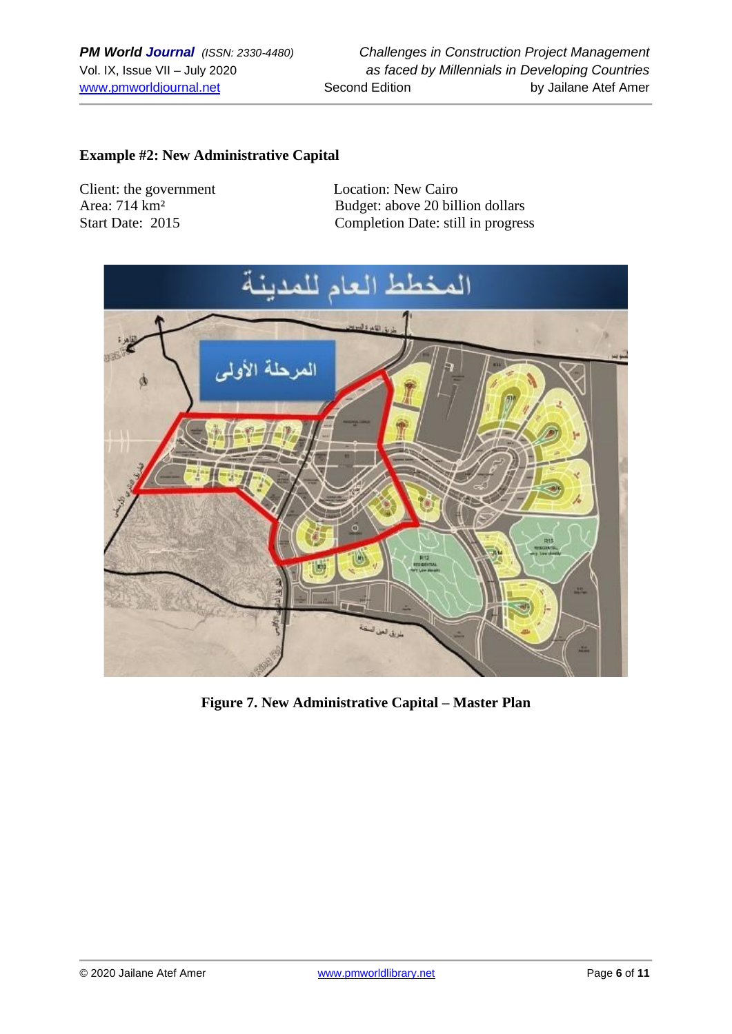**Example #2: New Administrative Capital**

Client: the government
Location: New Cairo
Area: 714 km²
Budget: above 20 billion dollars
Start Date: 2015
Completion Date: still in progress

**Figure 7. New Administrative Capital – Master Plan**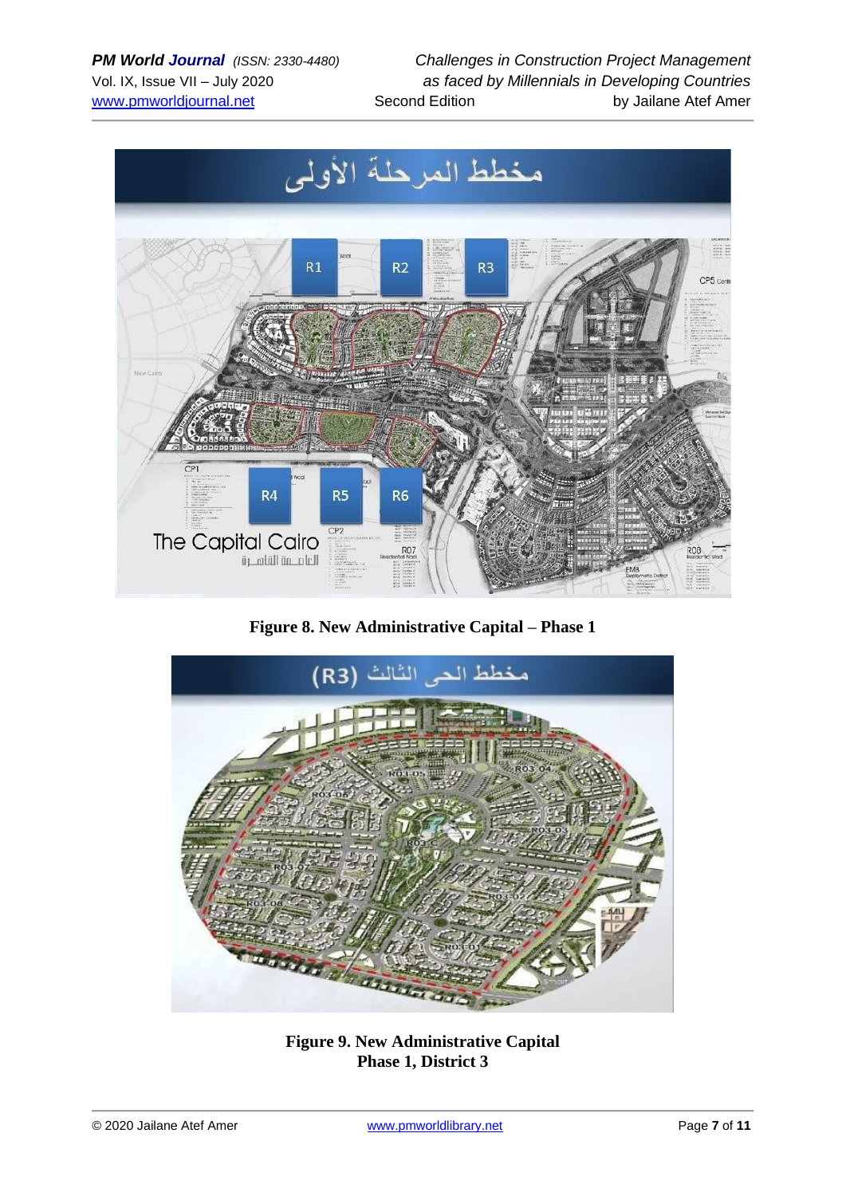**Figure 8. New Administrative Capital – Phase 1**

**Figure 9. New Administrative Capital**
**Phase 1, District 3**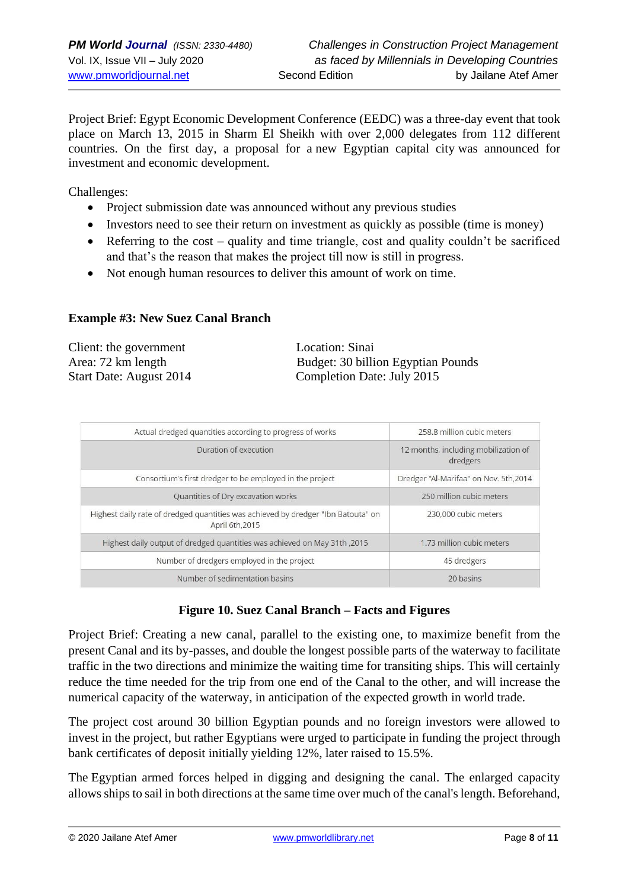Project Brief: Egypt Economic Development Conference (EEDC) was a three-day event that took place on March 13, 2015 in Sharm El Sheikh with over 2,000 delegates from 112 different countries. On the first day, a proposal for a new Egyptian capital city was announced for investment and economic development.

Challenges:

- Project submission date was announced without any previous studies
- Investors need to see their return on investment as quickly as possible (time is money)
- Referring to the cost – quality and time triangle, cost and quality couldn't be sacrificed and that's the reason that makes the project till now is still in progress.
- Not enough human resources to deliver this amount of work on time.

**Example #3: New Suez Canal Branch**

Client: the government
Area: 72 km length
Start Date: August 2014

Location: Sinai
Budget: 30 billion Egyptian Pounds
Completion Date: July 2015

| Actual dredged quantities according to progress of works | 258.8 million cubic meters |
|---|---|
| Duration of execution | 12 months, including mobilization of dredgers |
| Consortium's first dredger to be employed in the project | Dredger "Al-Marifaa" on Nov. 5th,2014 |
| Quantities of Dry excavation works | 250 million cubic meters |
| Highest daily rate of dredged quantities was achieved by dredger "Ibn Batouta" on April 6th,2015 | 230,000 cubic meters |
| Highest daily output of dredged quantities was achieved on May 31th ,2015 | 1.73 million cubic meters |
| Number of dredgers employed in the project | 45 dredgers |
| Number of sedimentation basins | 20 basins |

**Figure 10. Suez Canal Branch – Facts and Figures**

Project Brief: Creating a new canal, parallel to the existing one, to maximize benefit from the present Canal and its by-passes, and double the longest possible parts of the waterway to facilitate traffic in the two directions and minimize the waiting time for transiting ships. This will certainly reduce the time needed for the trip from one end of the Canal to the other, and will increase the numerical capacity of the waterway, in anticipation of the expected growth in world trade.

The project cost around 30 billion Egyptian pounds and no foreign investors were allowed to invest in the project, but rather Egyptians were urged to participate in funding the project through bank certificates of deposit initially yielding 12%, later raised to 15.5%.

The Egyptian armed forces helped in digging and designing the canal. The enlarged capacity allows ships to sail in both directions at the same time over much of the canal's length. Beforehand,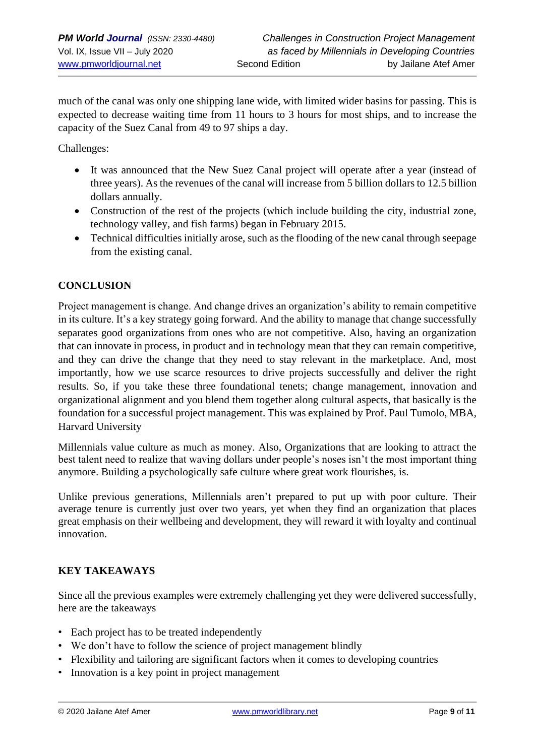much of the canal was only one shipping lane wide, with limited wider basins for passing. This is expected to decrease waiting time from 11 hours to 3 hours for most ships, and to increase the capacity of the Suez Canal from 49 to 97 ships a day.

Challenges:

- It was announced that the New Suez Canal project will operate after a year (instead of three years). As the revenues of the canal will increase from 5 billion dollars to 12.5 billion dollars annually.
- Construction of the rest of the projects (which include building the city, industrial zone, technology valley, and fish farms) began in February 2015.
- Technical difficulties initially arose, such as the flooding of the new canal through seepage from the existing canal.

## CONCLUSION

Project management is change. And change drives an organization's ability to remain competitive in its culture. It's a key strategy going forward. And the ability to manage that change successfully separates good organizations from ones who are not competitive. Also, having an organization that can innovate in process, in product and in technology mean that they can remain competitive, and they can drive the change that they need to stay relevant in the marketplace. And, most importantly, how we use scarce resources to drive projects successfully and deliver the right results. So, if you take these three foundational tenets; change management, innovation and organizational alignment and you blend them together along cultural aspects, that basically is the foundation for a successful project management. This was explained by Prof. Paul Tumolo, MBA, Harvard University

Millennials value culture as much as money. Also, Organizations that are looking to attract the best talent need to realize that waving dollars under people's noses isn't the most important thing anymore. Building a psychologically safe culture where great work flourishes, is.

Unlike previous generations, Millennials aren't prepared to put up with poor culture. Their average tenure is currently just over two years, yet when they find an organization that places great emphasis on their wellbeing and development, they will reward it with loyalty and continual innovation.

## KEY TAKEAWAYS

Since all the previous examples were extremely challenging yet they were delivered successfully, here are the takeaways

- Each project has to be treated independently
- We don't have to follow the science of project management blindly
- Flexibility and tailoring are significant factors when it comes to developing countries
- Innovation is a key point in project management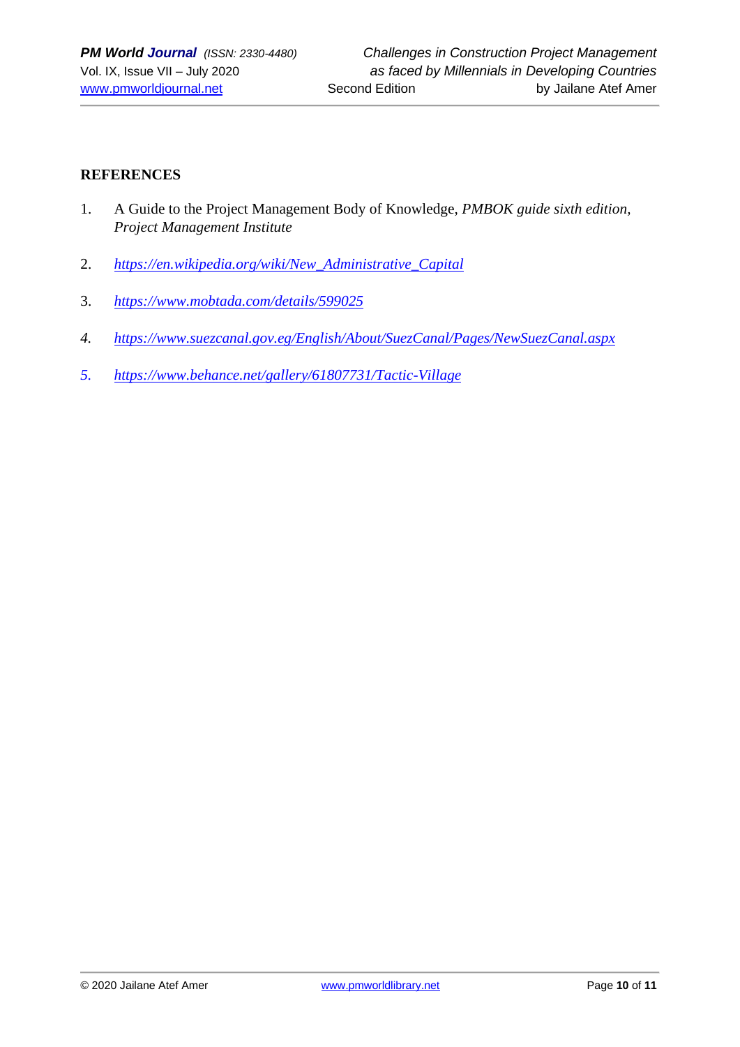## REFERENCES

1. A Guide to the Project Management Body of Knowledge, *PMBOK guide sixth edition, Project Management Institute*
2. *https://en.wikipedia.org/wiki/New_Administrative_Capital*
3. *https://www.mobtada.com/details/599025*
4. *https://www.suezcanal.gov.eg/English/About/SuezCanal/Pages/NewSuezCanal.aspx*
5. *https://www.behance.net/gallery/61807731/Tactic-Village*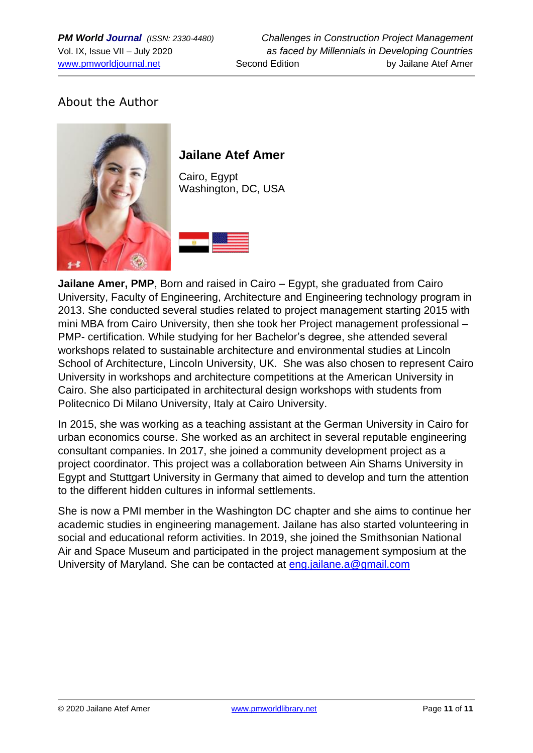## About the Author

### Jailane Atef Amer

Cairo, Egypt
Washington, DC, USA

**Jailane Amer, PMP**, Born and raised in Cairo – Egypt, she graduated from Cairo University, Faculty of Engineering, Architecture and Engineering technology program in 2013. She conducted several studies related to project management starting 2015 with mini MBA from Cairo University, then she took her Project management professional – PMP- certification. While studying for her Bachelor's degree, she attended several workshops related to sustainable architecture and environmental studies at Lincoln School of Architecture, Lincoln University, UK. She was also chosen to represent Cairo University in workshops and architecture competitions at the American University in Cairo. She also participated in architectural design workshops with students from Politecnico Di Milano University, Italy at Cairo University.

In 2015, she was working as a teaching assistant at the German University in Cairo for urban economics course. She worked as an architect in several reputable engineering consultant companies. In 2017, she joined a community development project as a project coordinator. This project was a collaboration between Ain Shams University in Egypt and Stuttgart University in Germany that aimed to develop and turn the attention to the different hidden cultures in informal settlements.

She is now a PMI member in the Washington DC chapter and she aims to continue her academic studies in engineering management. Jailane has also started volunteering in social and educational reform activities. In 2019, she joined the Smithsonian National Air and Space Museum and participated in the project management symposium at the University of Maryland. She can be contacted at eng.jailane.a@gmail.com